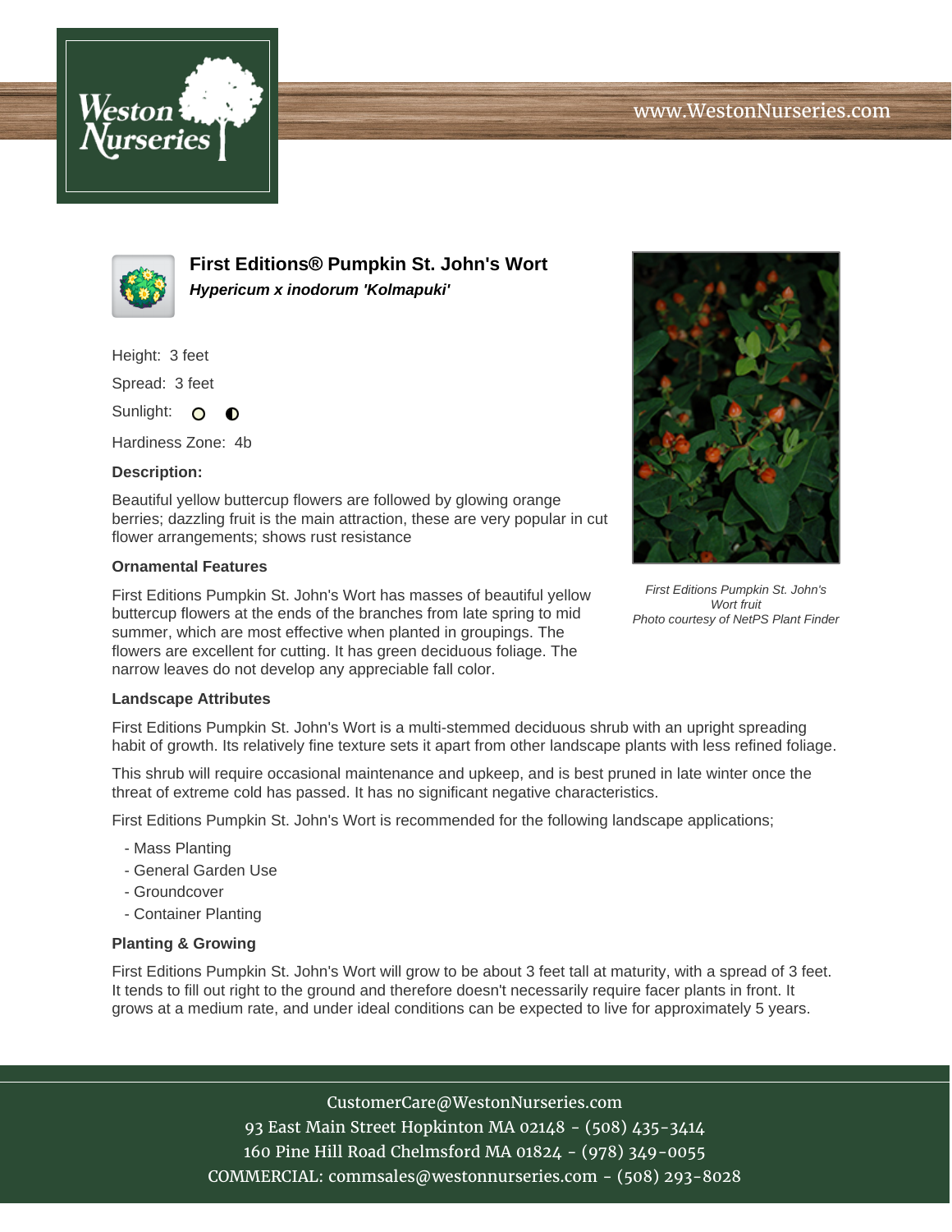# First Editions® Pumpkin St. John's Wort

***Hypericum x inodorum 'Kolmapuki'***

Height: 3 feet

Spread: 3 feet

Sunlight:

Hardiness Zone: 4b

**Description:**

Beautiful yellow buttercup flowers are followed by glowing orange berries; dazzling fruit is the main attraction, these are very popular in cut flower arrangements; shows rust resistance

*First Editions Pumpkin St. John's Wort fruit*
*Photo courtesy of NetPS Plant Finder*

### Ornamental Features

First Editions Pumpkin St. John's Wort has masses of beautiful yellow buttercup flowers at the ends of the branches from late spring to mid summer, which are most effective when planted in groupings. The flowers are excellent for cutting. It has green deciduous foliage. The narrow leaves do not develop any appreciable fall color.

### Landscape Attributes

First Editions Pumpkin St. John's Wort is a multi-stemmed deciduous shrub with an upright spreading habit of growth. Its relatively fine texture sets it apart from other landscape plants with less refined foliage.

This shrub will require occasional maintenance and upkeep, and is best pruned in late winter once the threat of extreme cold has passed. It has no significant negative characteristics.

First Editions Pumpkin St. John's Wort is recommended for the following landscape applications;

- Mass Planting
- General Garden Use
- Groundcover
- Container Planting

### Planting & Growing

First Editions Pumpkin St. John's Wort will grow to be about 3 feet tall at maturity, with a spread of 3 feet. It tends to fill out right to the ground and therefore doesn't necessarily require facer plants in front. It grows at a medium rate, and under ideal conditions can be expected to live for approximately 5 years.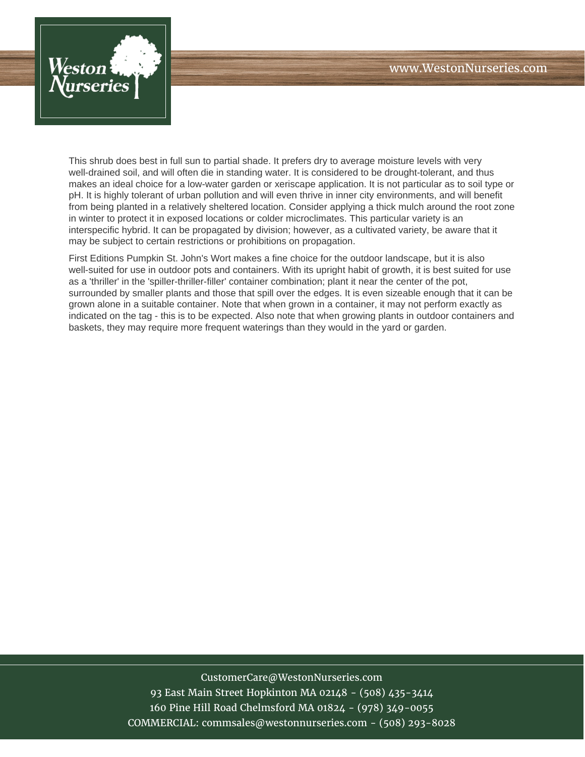This shrub does best in full sun to partial shade. It prefers dry to average moisture levels with very well-drained soil, and will often die in standing water. It is considered to be drought-tolerant, and thus makes an ideal choice for a low-water garden or xeriscape application. It is not particular as to soil type or pH. It is highly tolerant of urban pollution and will even thrive in inner city environments, and will benefit from being planted in a relatively sheltered location. Consider applying a thick mulch around the root zone in winter to protect it in exposed locations or colder microclimates. This particular variety is an interspecific hybrid. It can be propagated by division; however, as a cultivated variety, be aware that it may be subject to certain restrictions or prohibitions on propagation.

First Editions Pumpkin St. John's Wort makes a fine choice for the outdoor landscape, but it is also well-suited for use in outdoor pots and containers. With its upright habit of growth, it is best suited for use as a 'thriller' in the 'spiller-thriller-filler' container combination; plant it near the center of the pot, surrounded by smaller plants and those that spill over the edges. It is even sizeable enough that it can be grown alone in a suitable container. Note that when grown in a container, it may not perform exactly as indicated on the tag - this is to be expected. Also note that when growing plants in outdoor containers and baskets, they may require more frequent waterings than they would in the yard or garden.